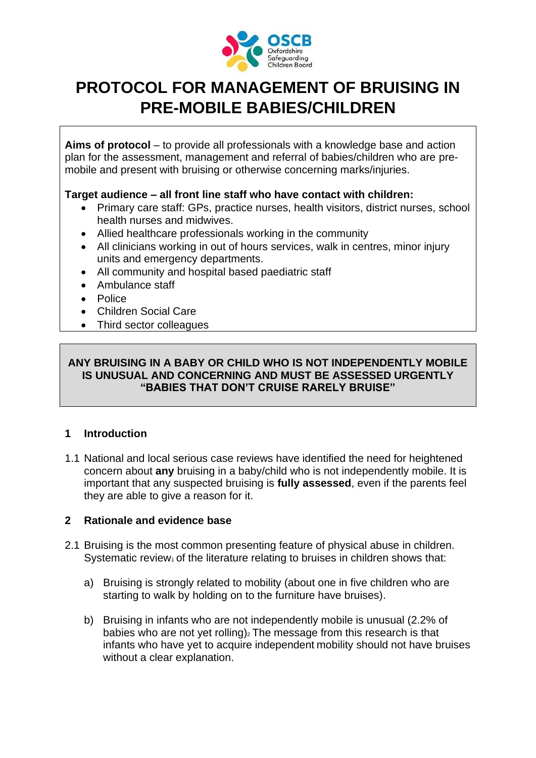# PROTOCOL FOR MANAGEMENT OF BRUISING IN PRE-MOBILE BABIES/CHILDREN

**Aims of protocol** – to provide all professionals with a knowledge base and action plan for the assessment, management and referral of babies/children who are pre-mobile and present with bruising or otherwise concerning marks/injuries.

**Target audience – all front line staff who have contact with children:**

- Primary care staff: GPs, practice nurses, health visitors, district nurses, school health nurses and midwives.
- Allied healthcare professionals working in the community
- All clinicians working in out of hours services, walk in centres, minor injury units and emergency departments.
- All community and hospital based paediatric staff
- Ambulance staff
- Police
- Children Social Care
- Third sector colleagues

**ANY BRUISING IN A BABY OR CHILD WHO IS NOT INDEPENDENTLY MOBILE IS UNUSUAL AND CONCERNING AND MUST BE ASSESSED URGENTLY "BABIES THAT DON'T CRUISE RARELY BRUISE"**

## 1 Introduction

1.1 National and local serious case reviews have identified the need for heightened concern about **any** bruising in a baby/child who is not independently mobile. It is important that any suspected bruising is **fully assessed**, even if the parents feel they are able to give a reason for it.

## 2 Rationale and evidence base

2.1 Bruising is the most common presenting feature of physical abuse in children. Systematic review[1] of the literature relating to bruises in children shows that:

a) Bruising is strongly related to mobility (about one in five children who are starting to walk by holding on to the furniture have bruises).

b) Bruising in infants who are not independently mobile is unusual (2.2% of babies who are not yet rolling)[2] The message from this research is that infants who have yet to acquire independent mobility should not have bruises without a clear explanation.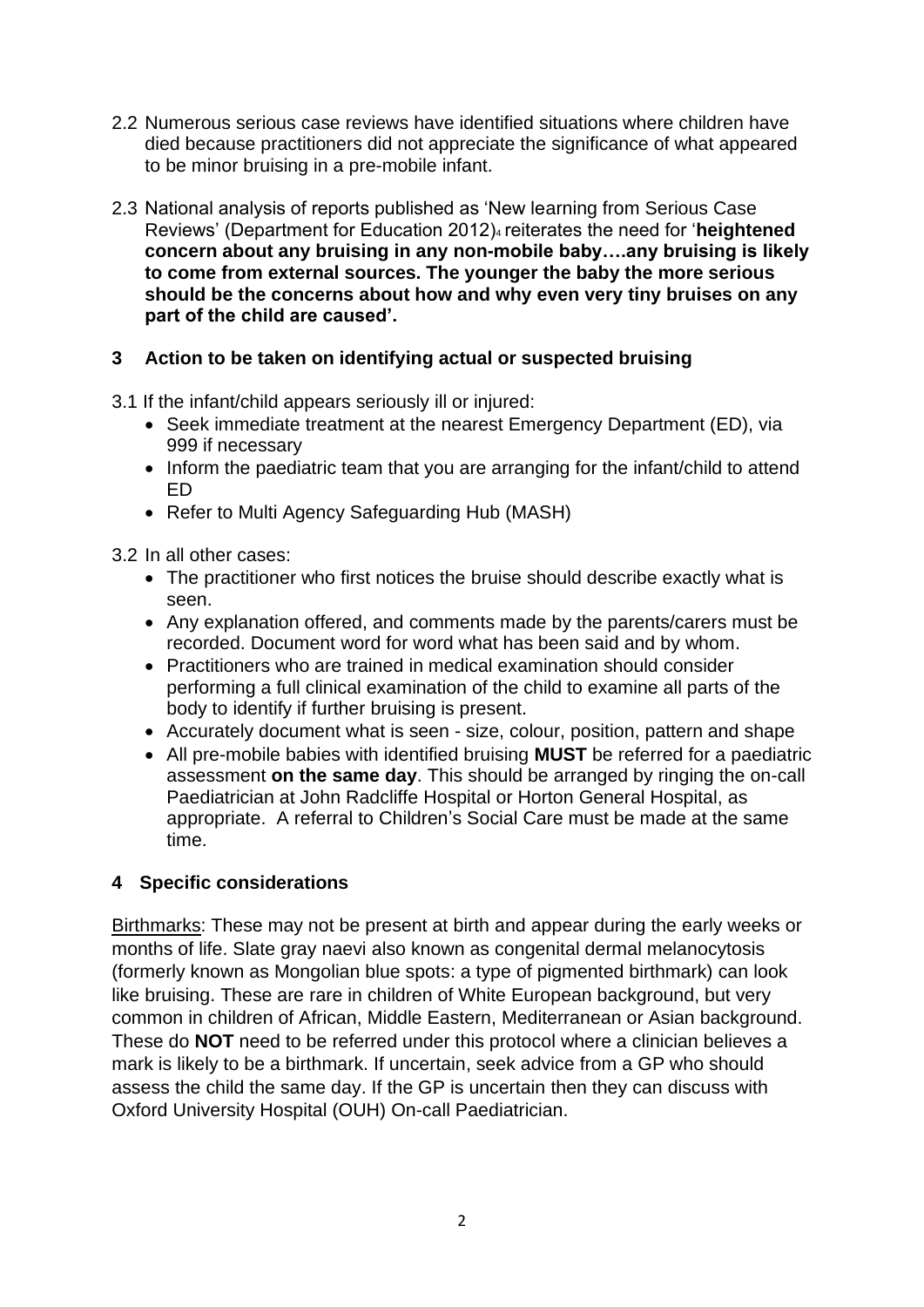2.2 Numerous serious case reviews have identified situations where children have died because practitioners did not appreciate the significance of what appeared to be minor bruising in a pre-mobile infant.

2.3 National analysis of reports published as 'New learning from Serious Case Reviews' (Department for Education 2012)[4] reiterates the need for '**heightened concern about any bruising in any non-mobile baby….any bruising is likely to come from external sources. The younger the baby the more serious should be the concerns about how and why even very tiny bruises on any part of the child are caused'.**

## 3 Action to be taken on identifying actual or suspected bruising

3.1 If the infant/child appears seriously ill or injured:

- Seek immediate treatment at the nearest Emergency Department (ED), via 999 if necessary
- Inform the paediatric team that you are arranging for the infant/child to attend ED
- Refer to Multi Agency Safeguarding Hub (MASH)

3.2 In all other cases:

- The practitioner who first notices the bruise should describe exactly what is seen.
- Any explanation offered, and comments made by the parents/carers must be recorded. Document word for word what has been said and by whom.
- Practitioners who are trained in medical examination should consider performing a full clinical examination of the child to examine all parts of the body to identify if further bruising is present.
- Accurately document what is seen - size, colour, position, pattern and shape
- All pre-mobile babies with identified bruising **MUST** be referred for a paediatric assessment **on the same day**. This should be arranged by ringing the on-call Paediatrician at John Radcliffe Hospital or Horton General Hospital, as appropriate. A referral to Children's Social Care must be made at the same time.

## 4 Specific considerations

Birthmarks: These may not be present at birth and appear during the early weeks or months of life. Slate gray naevi also known as congenital dermal melanocytosis (formerly known as Mongolian blue spots: a type of pigmented birthmark) can look like bruising. These are rare in children of White European background, but very common in children of African, Middle Eastern, Mediterranean or Asian background. These do **NOT** need to be referred under this protocol where a clinician believes a mark is likely to be a birthmark. If uncertain, seek advice from a GP who should assess the child the same day. If the GP is uncertain then they can discuss with Oxford University Hospital (OUH) On-call Paediatrician.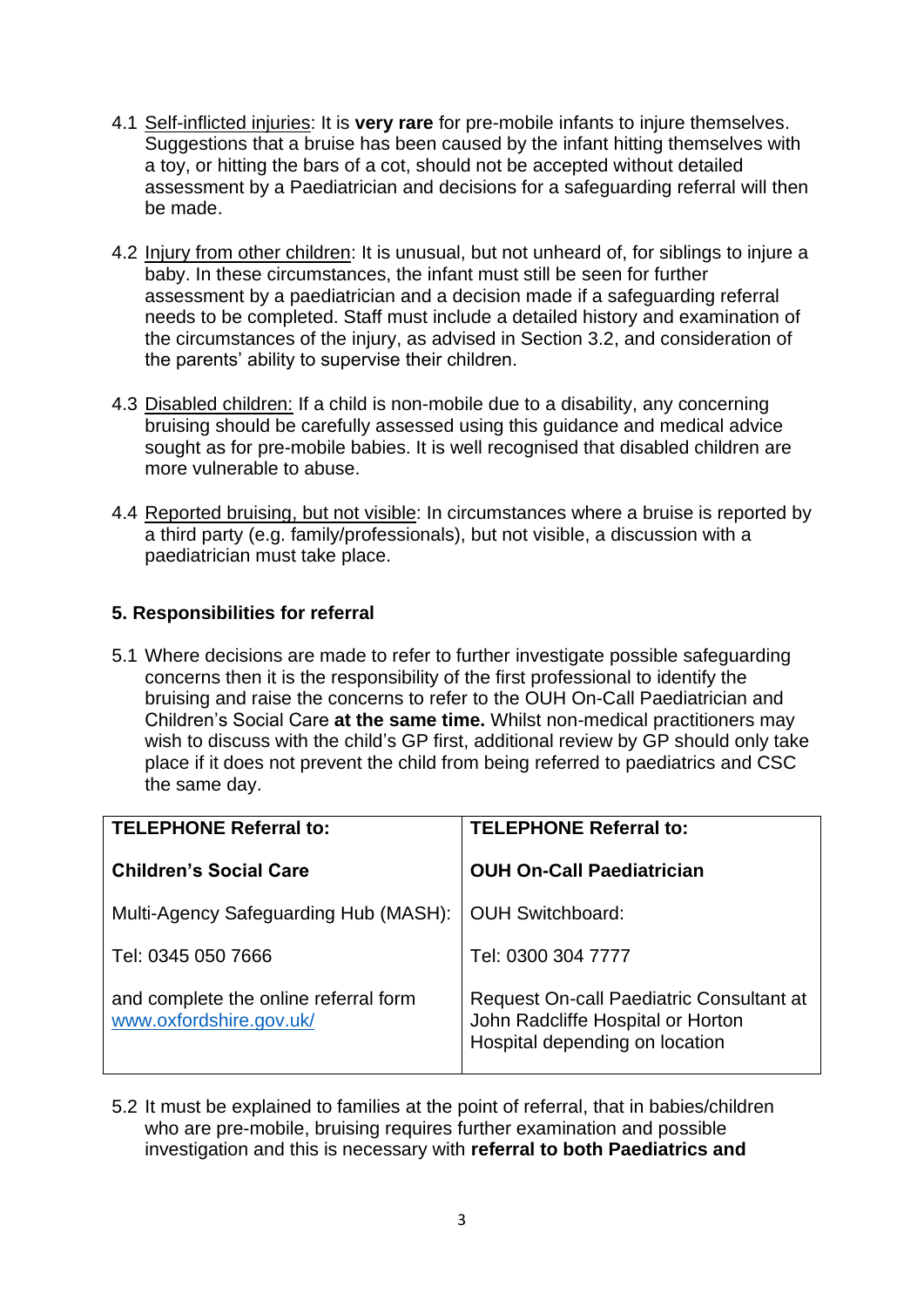4.1 Self-inflicted injuries: It is **very rare** for pre-mobile infants to injure themselves. Suggestions that a bruise has been caused by the infant hitting themselves with a toy, or hitting the bars of a cot, should not be accepted without detailed assessment by a Paediatrician and decisions for a safeguarding referral will then be made.

4.2 Injury from other children: It is unusual, but not unheard of, for siblings to injure a baby. In these circumstances, the infant must still be seen for further assessment by a paediatrician and a decision made if a safeguarding referral needs to be completed. Staff must include a detailed history and examination of the circumstances of the injury, as advised in Section 3.2, and consideration of the parents' ability to supervise their children.

4.3 Disabled children: If a child is non-mobile due to a disability, any concerning bruising should be carefully assessed using this guidance and medical advice sought as for pre-mobile babies. It is well recognised that disabled children are more vulnerable to abuse.

4.4 Reported bruising, but not visible: In circumstances where a bruise is reported by a third party (e.g. family/professionals), but not visible, a discussion with a paediatrician must take place.

## 5. Responsibilities for referral

5.1 Where decisions are made to refer to further investigate possible safeguarding concerns then it is the responsibility of the first professional to identify the bruising and raise the concerns to refer to the OUH On-Call Paediatrician and Children's Social Care **at the same time.** Whilst non-medical practitioners may wish to discuss with the child's GP first, additional review by GP should only take place if it does not prevent the child from being referred to paediatrics and CSC the same day.

| **TELEPHONE Referral to:** | **TELEPHONE Referral to:** |
|---|---|
| **Children's Social Care** | **OUH On-Call Paediatrician** |
| Multi-Agency Safeguarding Hub (MASH): | OUH Switchboard: |
| Tel: 0345 050 7666 | Tel: 0300 304 7777 |
| and complete the online referral form www.oxfordshire.gov.uk/ | Request On-call Paediatric Consultant at John Radcliffe Hospital or Horton Hospital depending on location |

5.2 It must be explained to families at the point of referral, that in babies/children who are pre-mobile, bruising requires further examination and possible investigation and this is necessary with **referral to both Paediatrics and**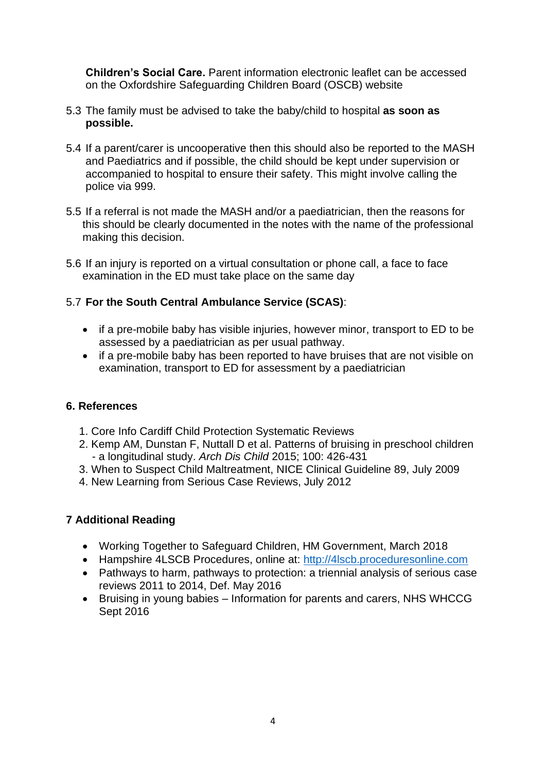**Children's Social Care.** Parent information electronic leaflet can be accessed on the Oxfordshire Safeguarding Children Board (OSCB) website

5.3 The family must be advised to take the baby/child to hospital **as soon as possible.**

5.4 If a parent/carer is uncooperative then this should also be reported to the MASH and Paediatrics and if possible, the child should be kept under supervision or accompanied to hospital to ensure their safety. This might involve calling the police via 999.

5.5 If a referral is not made the MASH and/or a paediatrician, then the reasons for this should be clearly documented in the notes with the name of the professional making this decision.

5.6 If an injury is reported on a virtual consultation or phone call, a face to face examination in the ED must take place on the same day

5.7 **For the South Central Ambulance Service (SCAS)**:

- if a pre-mobile baby has visible injuries, however minor, transport to ED to be assessed by a paediatrician as per usual pathway.
- if a pre-mobile baby has been reported to have bruises that are not visible on examination, transport to ED for assessment by a paediatrician

## 6. References

1. Core Info Cardiff Child Protection Systematic Reviews
2. Kemp AM, Dunstan F, Nuttall D et al. Patterns of bruising in preschool children - a longitudinal study. *Arch Dis Child* 2015; 100: 426-431
3. When to Suspect Child Maltreatment, NICE Clinical Guideline 89, July 2009
4. New Learning from Serious Case Reviews, July 2012

## 7 Additional Reading

- Working Together to Safeguard Children, HM Government, March 2018
- Hampshire 4LSCB Procedures, online at: [http://4lscb.proceduresonline.com](http://4lscb.proceduresonline.com)
- Pathways to harm, pathways to protection: a triennial analysis of serious case reviews 2011 to 2014, Def. May 2016
- Bruising in young babies – Information for parents and carers, NHS WHCCG Sept 2016